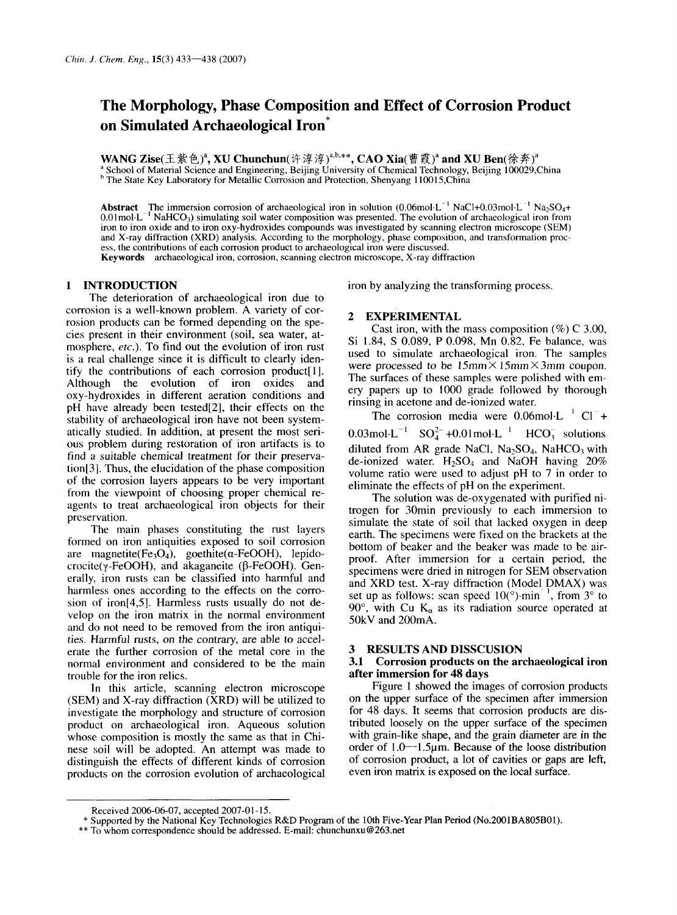# The Morphology, Phase Composition and Effect of Corrosion Product on Simulated Archaeological Iron*

**WANG Zise(王紫色)[a], XU Chunchun(许淳淳)[a,b,**], CAO Xia(曹霞)[a] and XU Ben(徐奔)[a]**

[a] School of Material Science and Engineering, Beijing University of Chemical Technology, Beijing 100029,China
[b] The State Key Laboratory for Metallic Corrosion and Protection, Shenyang 110015,China

**Abstract** The immersion corrosion of archaeological iron in solution ($0.06 mol \cdot L^{-1}$ NaCl+$0.03 mol \cdot L^{-1}$ $Na_2SO_4$+$0.01 mol \cdot L^{-1}$ $NaHCO_3$) simulating soil water composition was presented. The evolution of archaeological iron from iron to iron oxide and to iron oxy-hydroxides compounds was investigated by scanning electron microscope (SEM) and X-ray diffraction (XRD) analysis. According to the morphology, phase composition, and transformation process, the contributions of each corrosion product to archaeological iron were discussed.

**Keywords** archaeological iron, corrosion, scanning electron microscope, X-ray diffraction

## 1 INTRODUCTION

The deterioration of archaeological iron due to corrosion is a well-known problem. A variety of corrosion products can be formed depending on the species present in their environment (soil, sea water, atmosphere, *etc.*). To find out the evolution of iron rust is a real challenge since it is difficult to clearly identify the contributions of each corrosion product[1]. Although the evolution of iron oxides and oxy-hydroxides in different aeration conditions and pH have already been tested[2], their effects on the stability of archaeological iron have not been systematically studied. In addition, at present the most serious problem during restoration of iron artifacts is to find a suitable chemical treatment for their preservation[3]. Thus, the elucidation of the phase composition of the corrosion layers appears to be very important from the viewpoint of choosing proper chemical reagents to treat archaeological iron objects for their preservation.

The main phases constituting the rust layers formed on iron antiquities exposed to soil corrosion are magnetite($Fe_3O_4$), goethite($\alpha$-FeOOH), lepidocrocite($\gamma$-FeOOH), and akaganeite ($\beta$-FeOOH). Generally, iron rusts can be classified into harmful and harmless ones according to the effects on the corrosion of iron[4,5]. Harmless rusts usually do not develop on the iron matrix in the normal environment and do not need to be removed from the iron antiquities. Harmful rusts, on the contrary, are able to accelerate the further corrosion of the metal core in the normal environment and considered to be the main trouble for the iron relics.

In this article, scanning electron microscope (SEM) and X-ray diffraction (XRD) will be utilized to investigate the morphology and structure of corrosion product on archaeological iron. Aqueous solution whose composition is mostly the same as that in Chinese soil will be adopted. An attempt was made to distinguish the effects of different kinds of corrosion products on the corrosion evolution of archaeological iron by analyzing the transforming process.

## 2 EXPERIMENTAL

Cast iron, with the mass composition (%) C 3.00, Si 1.84, S 0.089, P 0.098, Mn 0.82, Fe balance, was used to simulate archaeological iron. The samples were processed to be 15mm×15mm×3mm coupon. The surfaces of these samples were polished with emery papers up to 1000 grade followed by thorough rinsing in acetone and de-ionized water.

The corrosion media were $0.06 mol \cdot L^{-1}$ $Cl^-$ + $0.03 mol \cdot L^{-1}$ $SO_4^{2-}$ +$0.01 mol \cdot L^{-1}$ $HCO_3^-$ solutions diluted from AR grade NaCl, $Na_2SO_4$, $NaHCO_3$ with de-ionized water. $H_2SO_4$ and NaOH having 20% volume ratio were used to adjust pH to 7 in order to eliminate the effects of pH on the experiment.

The solution was de-oxygenated with purified nitrogen for 30min previously to each immersion to simulate the state of soil that lacked oxygen in deep earth. The specimens were fixed on the brackets at the bottom of beaker and the beaker was made to be airproof. After immersion for a certain period, the specimens were dried in nitrogen for SEM observation and XRD test. X-ray diffraction (Model DMAX) was set up as follows: scan speed $10(^\circ) \cdot min^{-1}$, from 3° to 90°, with Cu $K_\alpha$ as its radiation source operated at 50kV and 200mA.

## 3 RESULTS AND DISSCUSION

### 3.1 Corrosion products on the archaeological iron after immersion for 48 days

Figure 1 showed the images of corrosion products on the upper surface of the specimen after immersion for 48 days. It seems that corrosion products are distributed loosely on the upper surface of the specimen with grain-like shape, and the grain diameter are in the order of 1.0—1.5μm. Because of the loose distribution of corrosion product, a lot of cavities or gaps are left, even iron matrix is exposed on the local surface.

---

Received 2006-06-07, accepted 2007-01-15.

* Supported by the National Key Technologies R&D Program of the 10th Five-Year Plan Period (No.2001BA805B01).

** To whom correspondence should be addressed. E-mail: chunchunxu@263.net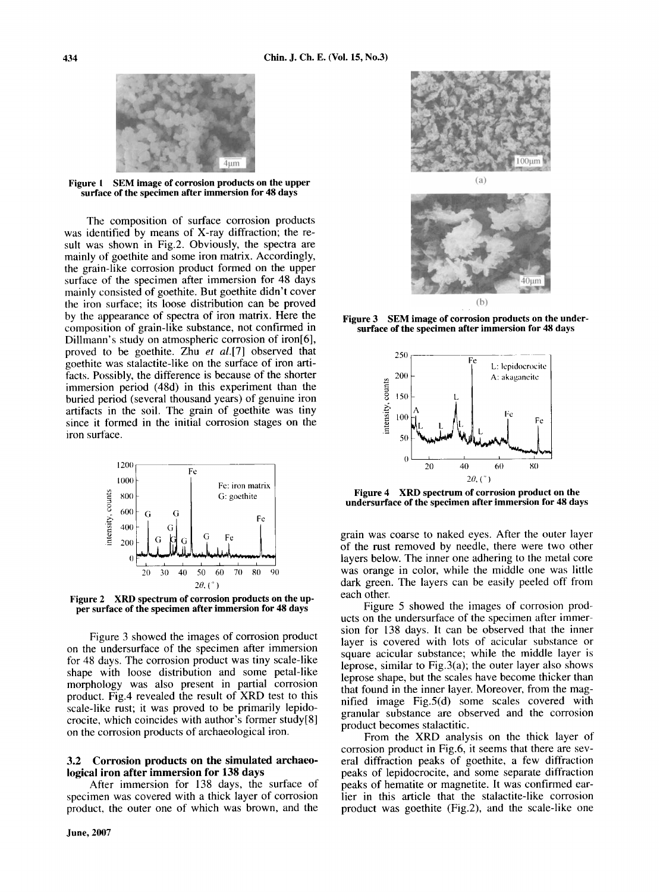Figure 1 SEM image of corrosion products on the upper surface of the specimen after immersion for 48 days

The composition of surface corrosion products was identified by means of X-ray diffraction; the result was shown in Fig.2. Obviously, the spectra are mainly of goethite and some iron matrix. Accordingly, the grain-like corrosion product formed on the upper surface of the specimen after immersion for 48 days mainly consisted of goethite. But goethite didn't cover the iron surface; its loose distribution can be proved by the appearance of spectra of iron matrix. Here the composition of grain-like substance, not confirmed in Dillmann's study on atmospheric corrosion of iron[6], proved to be goethite. Zhu *et al.*[7] observed that goethite was stalactite-like on the surface of iron artifacts. Possibly, the difference is because of the shorter immersion period (48d) in this experiment than the buried period (several thousand years) of genuine iron artifacts in the soil. The grain of goethite was tiny since it formed in the initial corrosion stages on the iron surface.

Figure 2 XRD spectrum of corrosion products on the upper surface of the specimen after immersion for 48 days

Figure 3 showed the images of corrosion product on the undersurface of the specimen after immersion for 48 days. The corrosion product was tiny scale-like shape with loose distribution and some petal-like morphology was also present in partial corrosion product. Fig.4 revealed the result of XRD test to this scale-like rust; it was proved to be primarily lepidocrocite, which coincides with author's former study[8] on the corrosion products of archaeological iron.

### 3.2 Corrosion products on the simulated archaeological iron after immersion for 138 days

After immersion for 138 days, the surface of specimen was covered with a thick layer of corrosion product, the outer one of which was brown, and the grain was coarse to naked eyes. After the outer layer of the rust removed by needle, there were two other layers below. The inner one adhering to the metal core was orange in color, while the middle one was little dark green. The layers can be easily peeled off from each other.

Figure 3 SEM image of corrosion products on the undersurface of the specimen after immersion for 48 days

Figure 4 XRD spectrum of corrosion product on the undersurface of the specimen after immersion for 48 days

Figure 5 showed the images of corrosion products on the undersurface of the specimen after immersion for 138 days. It can be observed that the inner layer is covered with lots of acicular substance or square acicular substance; while the middle layer is leprose, similar to Fig.3(a); the outer layer also shows leprose shape, but the scales have become thicker than that found in the inner layer. Moreover, from the magnified image Fig.5(d) some scales covered with granular substance are observed and the corrosion product becomes stalactitic.

From the XRD analysis on the thick layer of corrosion product in Fig.6, it seems that there are several diffraction peaks of goethite, a few diffraction peaks of lepidocrocite, and some separate diffraction peaks of hematite or magnetite. It was confirmed earlier in this article that the stalactite-like corrosion product was goethite (Fig.2), and the scale-like one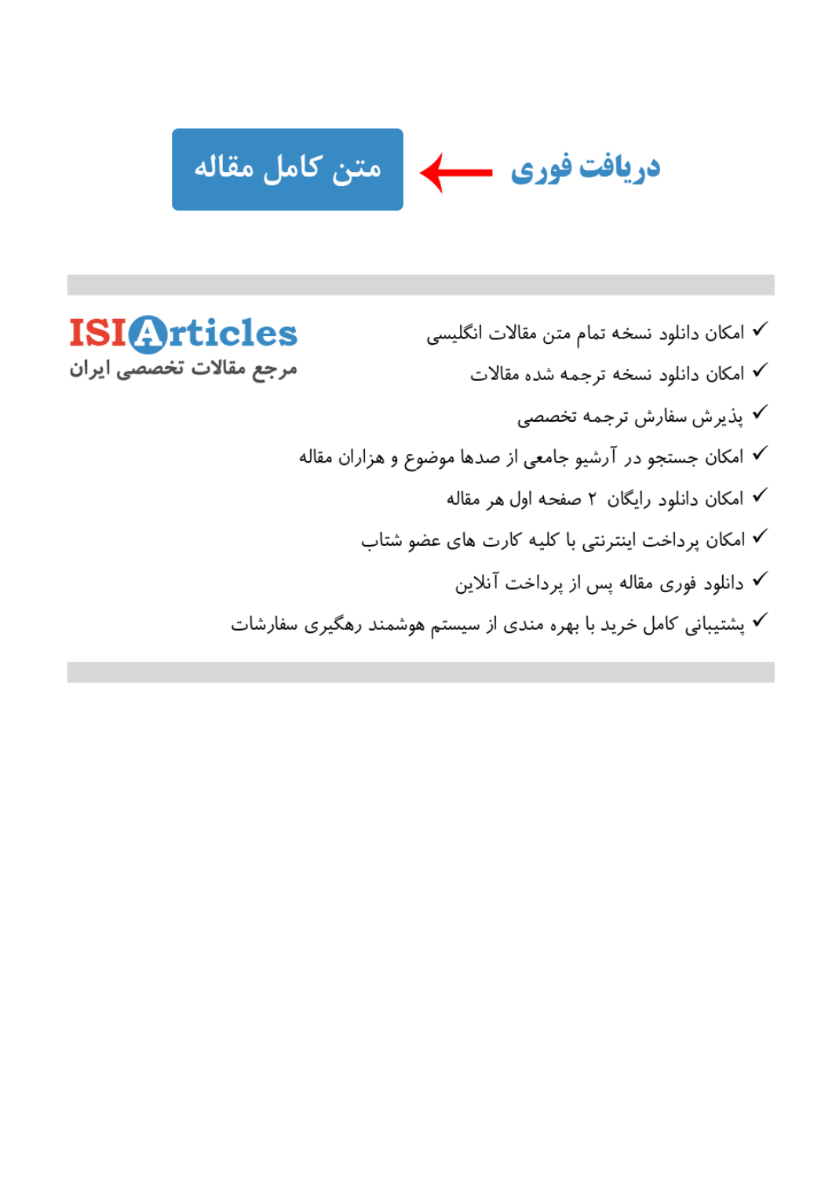دریافت فوری ← **متن کامل مقاله**

**ISIArticles**
مرجع مقالات تخصصی ایران

- ✓ امکان دانلود نسخه تمام متن مقالات انگلیسی
- ✓ امکان دانلود نسخه ترجمه شده مقالات
- ✓ پذیرش سفارش ترجمه تخصصی
- ✓ امکان جستجو در آرشیو جامعی از صدها موضوع و هزاران مقاله
- ✓ امکان دانلود رایگان ۲ صفحه اول هر مقاله
- ✓ امکان پرداخت اینترنتی با کلیه کارت های عضو شتاب
- ✓ دانلود فوری مقاله پس از پرداخت آنلاین
- ✓ پشتیبانی کامل خرید با بهره مندی از سیستم هوشمند رهگیری سفارشات